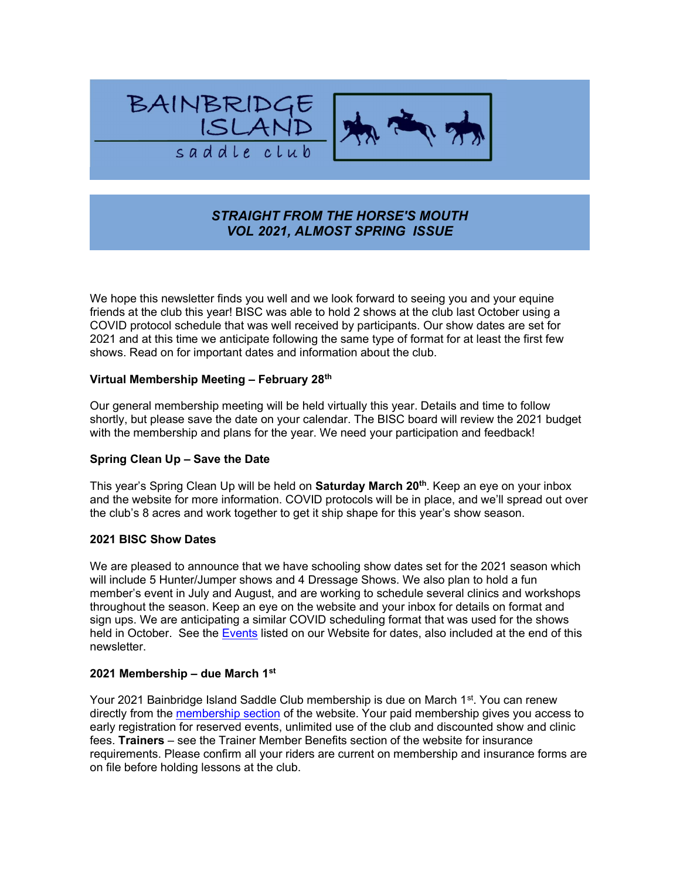# BAINBRIDGE ISLAND saddle club

## *STRAIGHT FROM THE HORSE'S MOUTH*
## *VOL 2021, ALMOST SPRING ISSUE*

We hope this newsletter finds you well and we look forward to seeing you and your equine friends at the club this year! BISC was able to hold 2 shows at the club last October using a COVID protocol schedule that was well received by participants. Our show dates are set for 2021 and at this time we anticipate following the same type of format for at least the first few shows. Read on for important dates and information about the club.

**Virtual Membership Meeting – February 28th**

Our general membership meeting will be held virtually this year. Details and time to follow shortly, but please save the date on your calendar. The BISC board will review the 2021 budget with the membership and plans for the year. We need your participation and feedback!

**Spring Clean Up – Save the Date**

This year's Spring Clean Up will be held on **Saturday March 20th**. Keep an eye on your inbox and the website for more information. COVID protocols will be in place, and we'll spread out over the club's 8 acres and work together to get it ship shape for this year's show season.

**2021 BISC Show Dates**

We are pleased to announce that we have schooling show dates set for the 2021 season which will include 5 Hunter/Jumper shows and 4 Dressage Shows. We also plan to hold a fun member's event in July and August, and are working to schedule several clinics and workshops throughout the season. Keep an eye on the website and your inbox for details on format and sign ups. We are anticipating a similar COVID scheduling format that was used for the shows held in October. See the Events listed on our Website for dates, also included at the end of this newsletter.

**2021 Membership – due March 1st**

Your 2021 Bainbridge Island Saddle Club membership is due on March 1st. You can renew directly from the membership section of the website. Your paid membership gives you access to early registration for reserved events, unlimited use of the club and discounted show and clinic fees. **Trainers** – see the Trainer Member Benefits section of the website for insurance requirements. Please confirm all your riders are current on membership and insurance forms are on file before holding lessons at the club.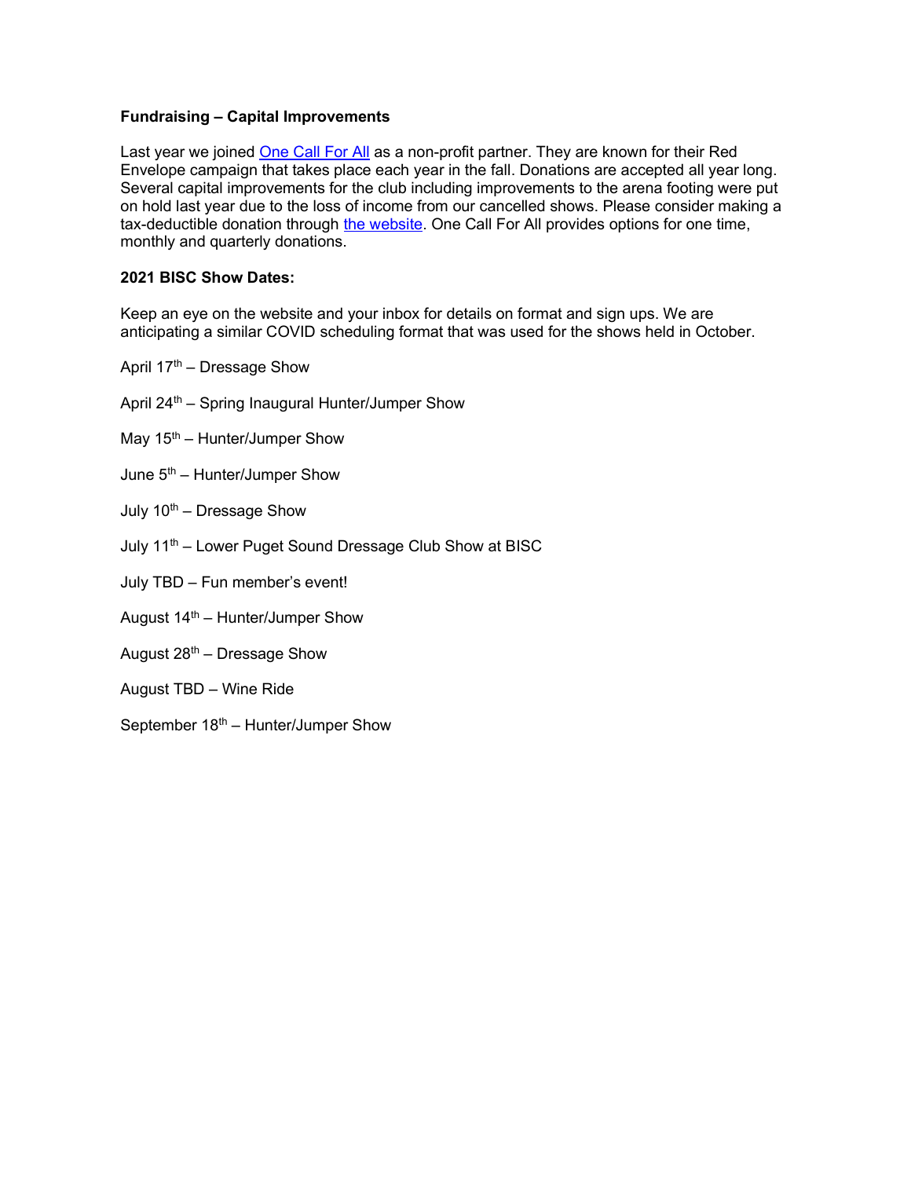**Fundraising – Capital Improvements**

Last year we joined [One Call For All] as a non-profit partner. They are known for their Red Envelope campaign that takes place each year in the fall. Donations are accepted all year long. Several capital improvements for the club including improvements to the arena footing were put on hold last year due to the loss of income from our cancelled shows. Please consider making a tax-deductible donation through [the website]. One Call For All provides options for one time, monthly and quarterly donations.

**2021 BISC Show Dates:**

Keep an eye on the website and your inbox for details on format and sign ups. We are anticipating a similar COVID scheduling format that was used for the shows held in October.

April 17th – Dressage Show

April 24th – Spring Inaugural Hunter/Jumper Show

May 15th – Hunter/Jumper Show

June 5th – Hunter/Jumper Show

July 10th – Dressage Show

July 11th – Lower Puget Sound Dressage Club Show at BISC

July TBD – Fun member's event!

August 14th – Hunter/Jumper Show

August 28th – Dressage Show

August TBD – Wine Ride

September 18th – Hunter/Jumper Show